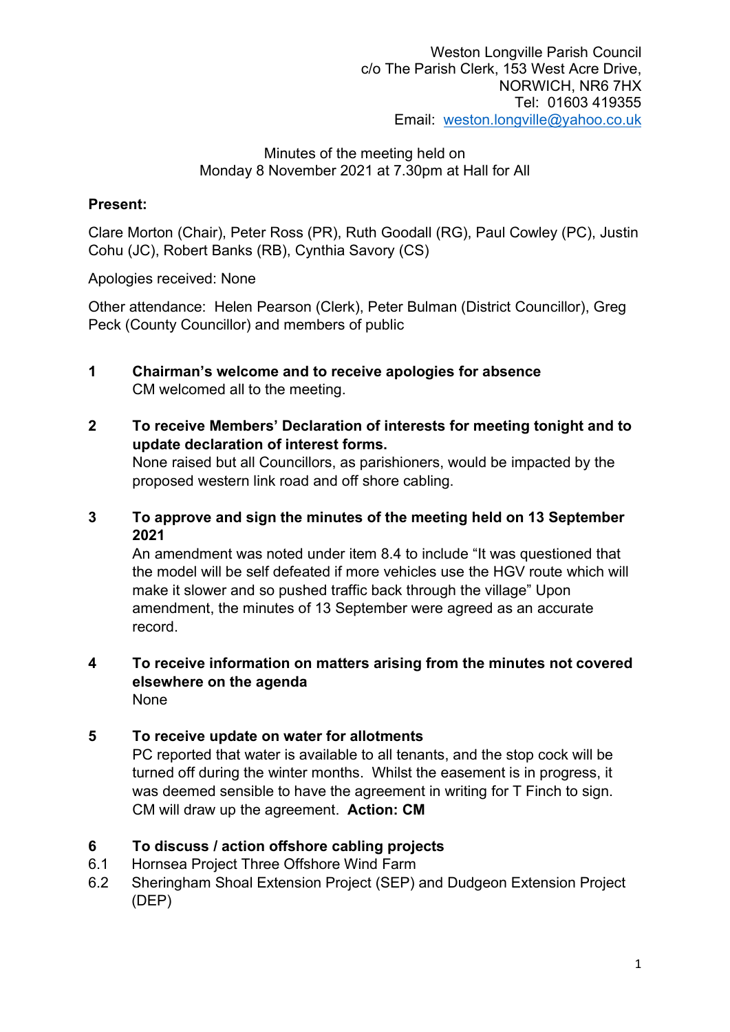Weston Longville Parish Council
c/o The Parish Clerk, 153 West Acre Drive,
NORWICH, NR6 7HX
Tel: 01603 419355
Email: weston.longville@yahoo.co.uk

Minutes of the meeting held on
Monday 8 November 2021 at 7.30pm at Hall for All

**Present:**

Clare Morton (Chair), Peter Ross (PR), Ruth Goodall (RG), Paul Cowley (PC), Justin Cohu (JC), Robert Banks (RB), Cynthia Savory (CS)

Apologies received: None

Other attendance: Helen Pearson (Clerk), Peter Bulman (District Councillor), Greg Peck (County Councillor) and members of public

**1 Chairman's welcome and to receive apologies for absence**

CM welcomed all to the meeting.

**2 To receive Members' Declaration of interests for meeting tonight and to update declaration of interest forms.**

None raised but all Councillors, as parishioners, would be impacted by the proposed western link road and off shore cabling.

**3 To approve and sign the minutes of the meeting held on 13 September 2021**

An amendment was noted under item 8.4 to include "It was questioned that the model will be self defeated if more vehicles use the HGV route which will make it slower and so pushed traffic back through the village" Upon amendment, the minutes of 13 September were agreed as an accurate record.

**4 To receive information on matters arising from the minutes not covered elsewhere on the agenda**

None

**5 To receive update on water for allotments**

PC reported that water is available to all tenants, and the stop cock will be turned off during the winter months. Whilst the easement is in progress, it was deemed sensible to have the agreement in writing for T Finch to sign. CM will draw up the agreement. **Action: CM**

**6 To discuss / action offshore cabling projects**

6.1 Hornsea Project Three Offshore Wind Farm

6.2 Sheringham Shoal Extension Project (SEP) and Dudgeon Extension Project (DEP)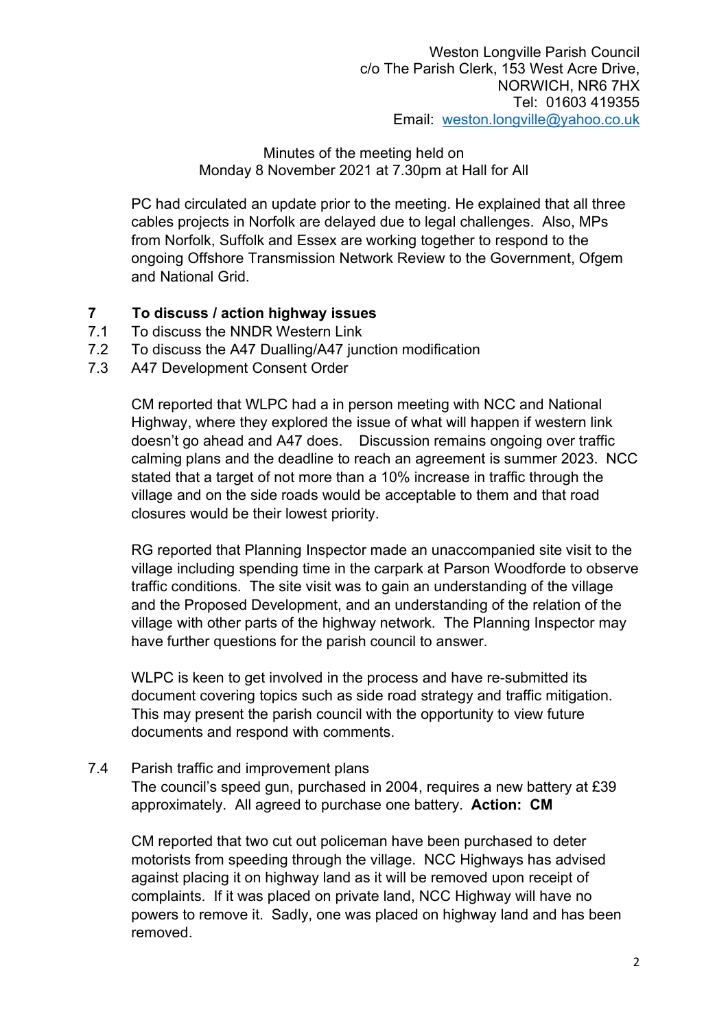Weston Longville Parish Council
c/o The Parish Clerk, 153 West Acre Drive,
NORWICH, NR6 7HX
Tel: 01603 419355
Email: weston.longville@yahoo.co.uk

Minutes of the meeting held on
Monday 8 November 2021 at 7.30pm at Hall for All

PC had circulated an update prior to the meeting. He explained that all three cables projects in Norfolk are delayed due to legal challenges. Also, MPs from Norfolk, Suffolk and Essex are working together to respond to the ongoing Offshore Transmission Network Review to the Government, Ofgem and National Grid.

## 7 To discuss / action highway issues

7.1 To discuss the NNDR Western Link

7.2 To discuss the A47 Dualling/A47 junction modification

7.3 A47 Development Consent Order

CM reported that WLPC had a in person meeting with NCC and National Highway, where they explored the issue of what will happen if western link doesn't go ahead and A47 does. Discussion remains ongoing over traffic calming plans and the deadline to reach an agreement is summer 2023. NCC stated that a target of not more than a 10% increase in traffic through the village and on the side roads would be acceptable to them and that road closures would be their lowest priority.

RG reported that Planning Inspector made an unaccompanied site visit to the village including spending time in the carpark at Parson Woodforde to observe traffic conditions. The site visit was to gain an understanding of the village and the Proposed Development, and an understanding of the relation of the village with other parts of the highway network. The Planning Inspector may have further questions for the parish council to answer.

WLPC is keen to get involved in the process and have re-submitted its document covering topics such as side road strategy and traffic mitigation. This may present the parish council with the opportunity to view future documents and respond with comments.

7.4 Parish traffic and improvement plans

The council's speed gun, purchased in 2004, requires a new battery at £39 approximately. All agreed to purchase one battery. **Action: CM**

CM reported that two cut out policeman have been purchased to deter motorists from speeding through the village. NCC Highways has advised against placing it on highway land as it will be removed upon receipt of complaints. If it was placed on private land, NCC Highway will have no powers to remove it. Sadly, one was placed on highway land and has been removed.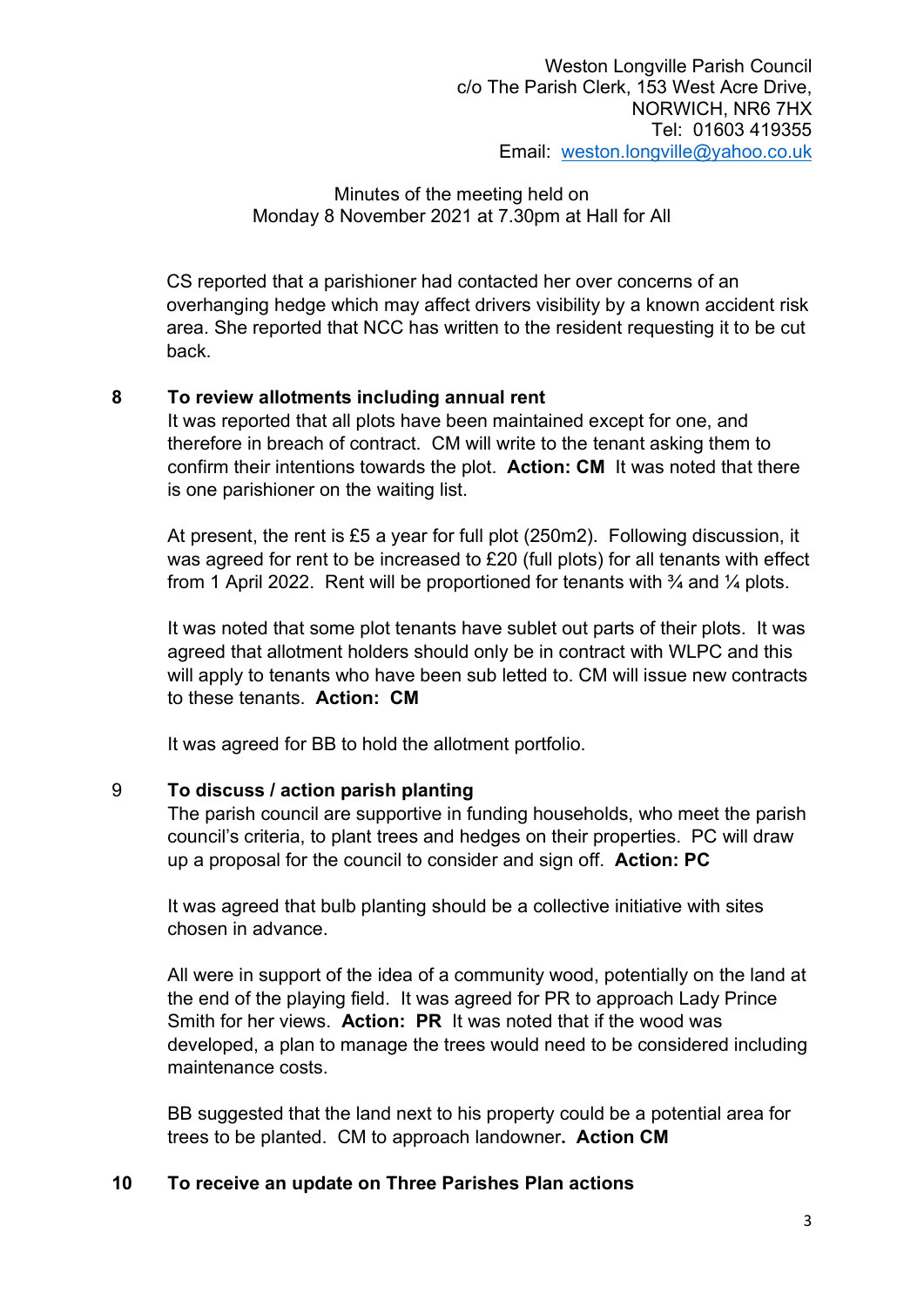Weston Longville Parish Council
c/o The Parish Clerk, 153 West Acre Drive,
NORWICH, NR6 7HX
Tel: 01603 419355
Email: weston.longville@yahoo.co.uk

Minutes of the meeting held on
Monday 8 November 2021 at 7.30pm at Hall for All

CS reported that a parishioner had contacted her over concerns of an overhanging hedge which may affect drivers visibility by a known accident risk area. She reported that NCC has written to the resident requesting it to be cut back.

**8 To review allotments including annual rent**

It was reported that all plots have been maintained except for one, and therefore in breach of contract. CM will write to the tenant asking them to confirm their intentions towards the plot. **Action: CM** It was noted that there is one parishioner on the waiting list.

At present, the rent is £5 a year for full plot (250m2). Following discussion, it was agreed for rent to be increased to £20 (full plots) for all tenants with effect from 1 April 2022. Rent will be proportioned for tenants with ¾ and ¼ plots.

It was noted that some plot tenants have sublet out parts of their plots. It was agreed that allotment holders should only be in contract with WLPC and this will apply to tenants who have been sub letted to. CM will issue new contracts to these tenants. **Action: CM**

It was agreed for BB to hold the allotment portfolio.

9 **To discuss / action parish planting**

The parish council are supportive in funding households, who meet the parish council's criteria, to plant trees and hedges on their properties. PC will draw up a proposal for the council to consider and sign off. **Action: PC**

It was agreed that bulb planting should be a collective initiative with sites chosen in advance.

All were in support of the idea of a community wood, potentially on the land at the end of the playing field. It was agreed for PR to approach Lady Prince Smith for her views. **Action: PR** It was noted that if the wood was developed, a plan to manage the trees would need to be considered including maintenance costs.

BB suggested that the land next to his property could be a potential area for trees to be planted. CM to approach landowner**. Action CM**

**10 To receive an update on Three Parishes Plan actions**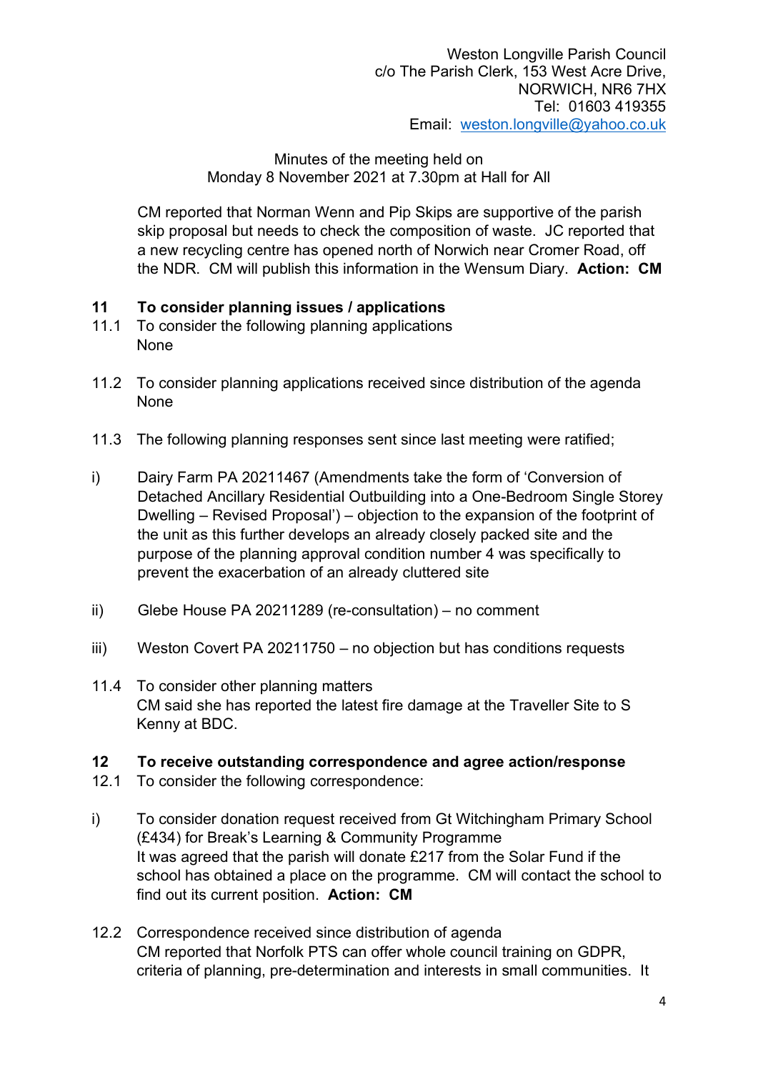Weston Longville Parish Council
c/o The Parish Clerk, 153 West Acre Drive,
NORWICH, NR6 7HX
Tel: 01603 419355
Email: weston.longville@yahoo.co.uk

Minutes of the meeting held on
Monday 8 November 2021 at 7.30pm at Hall for All

CM reported that Norman Wenn and Pip Skips are supportive of the parish skip proposal but needs to check the composition of waste. JC reported that a new recycling centre has opened north of Norwich near Cromer Road, off the NDR. CM will publish this information in the Wensum Diary. **Action: CM**

## 11 To consider planning issues / applications

11.1 To consider the following planning applications
None

11.2 To consider planning applications received since distribution of the agenda
None

11.3 The following planning responses sent since last meeting were ratified;

i) Dairy Farm PA 20211467 (Amendments take the form of 'Conversion of Detached Ancillary Residential Outbuilding into a One-Bedroom Single Storey Dwelling – Revised Proposal') – objection to the expansion of the footprint of the unit as this further develops an already closely packed site and the purpose of the planning approval condition number 4 was specifically to prevent the exacerbation of an already cluttered site

ii) Glebe House PA 20211289 (re-consultation) – no comment

iii) Weston Covert PA 20211750 – no objection but has conditions requests

11.4 To consider other planning matters
CM said she has reported the latest fire damage at the Traveller Site to S Kenny at BDC.

## 12 To receive outstanding correspondence and agree action/response

12.1 To consider the following correspondence:

i) To consider donation request received from Gt Witchingham Primary School (£434) for Break's Learning & Community Programme
It was agreed that the parish will donate £217 from the Solar Fund if the school has obtained a place on the programme. CM will contact the school to find out its current position. **Action: CM**

12.2 Correspondence received since distribution of agenda
CM reported that Norfolk PTS can offer whole council training on GDPR, criteria of planning, pre-determination and interests in small communities. It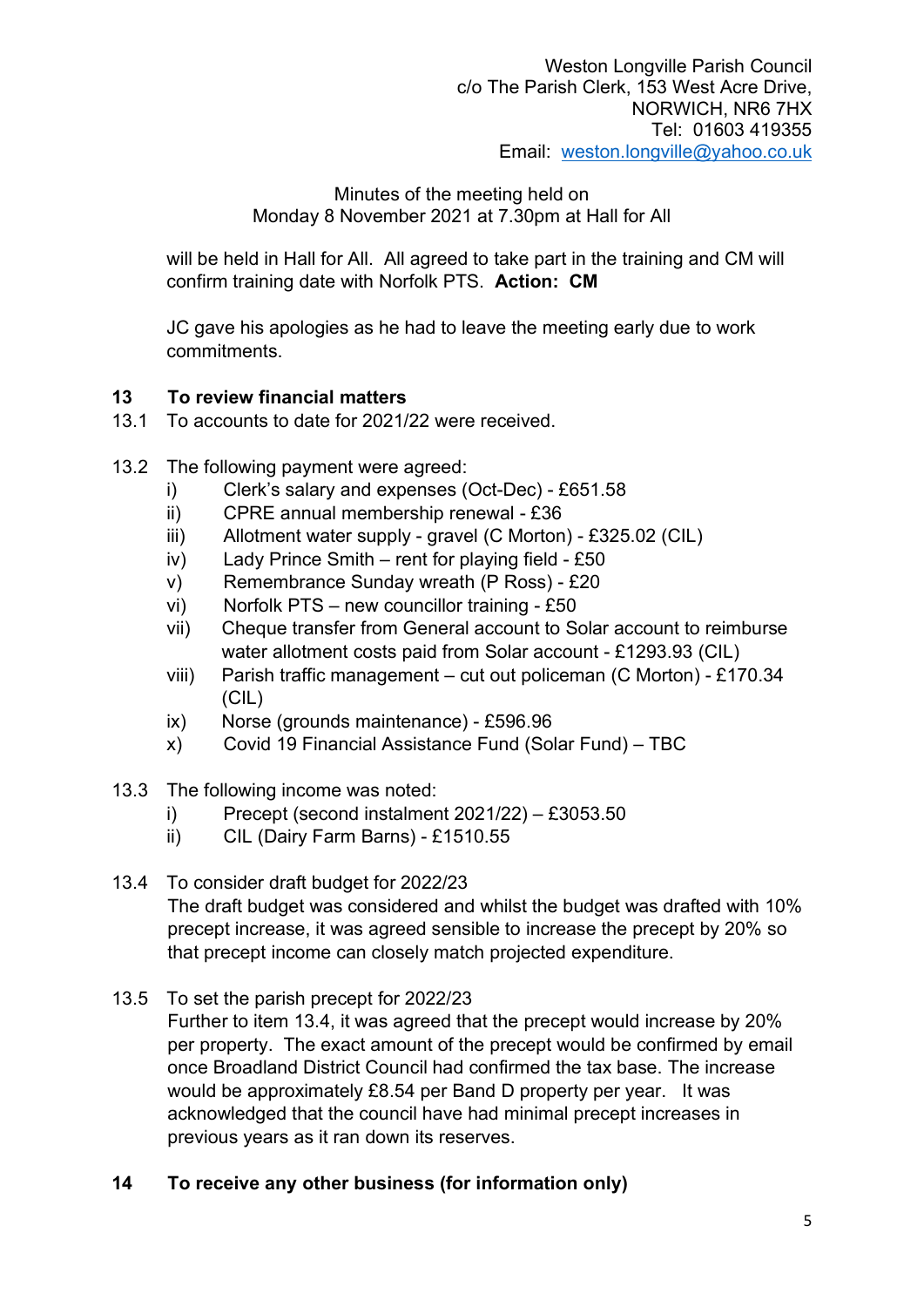Weston Longville Parish Council
c/o The Parish Clerk, 153 West Acre Drive,
NORWICH, NR6 7HX
Tel: 01603 419355
Email: weston.longville@yahoo.co.uk

Minutes of the meeting held on
Monday 8 November 2021 at 7.30pm at Hall for All

will be held in Hall for All. All agreed to take part in the training and CM will confirm training date with Norfolk PTS. **Action: CM**

JC gave his apologies as he had to leave the meeting early due to work commitments.

**13 To review financial matters**

13.1 To accounts to date for 2021/22 were received.

13.2 The following payment were agreed:

i) Clerk's salary and expenses (Oct-Dec) - £651.58
ii) CPRE annual membership renewal - £36
iii) Allotment water supply - gravel (C Morton) - £325.02 (CIL)
iv) Lady Prince Smith – rent for playing field - £50
v) Remembrance Sunday wreath (P Ross) - £20
vi) Norfolk PTS – new councillor training - £50
vii) Cheque transfer from General account to Solar account to reimburse water allotment costs paid from Solar account - £1293.93 (CIL)
viii) Parish traffic management – cut out policeman (C Morton) - £170.34 (CIL)
ix) Norse (grounds maintenance) - £596.96
x) Covid 19 Financial Assistance Fund (Solar Fund) – TBC

13.3 The following income was noted:

i) Precept (second instalment 2021/22) – £3053.50
ii) CIL (Dairy Farm Barns) - £1510.55

13.4 To consider draft budget for 2022/23
The draft budget was considered and whilst the budget was drafted with 10% precept increase, it was agreed sensible to increase the precept by 20% so that precept income can closely match projected expenditure.

13.5 To set the parish precept for 2022/23
Further to item 13.4, it was agreed that the precept would increase by 20% per property. The exact amount of the precept would be confirmed by email once Broadland District Council had confirmed the tax base. The increase would be approximately £8.54 per Band D property per year. It was acknowledged that the council have had minimal precept increases in previous years as it ran down its reserves.

**14 To receive any other business (for information only)**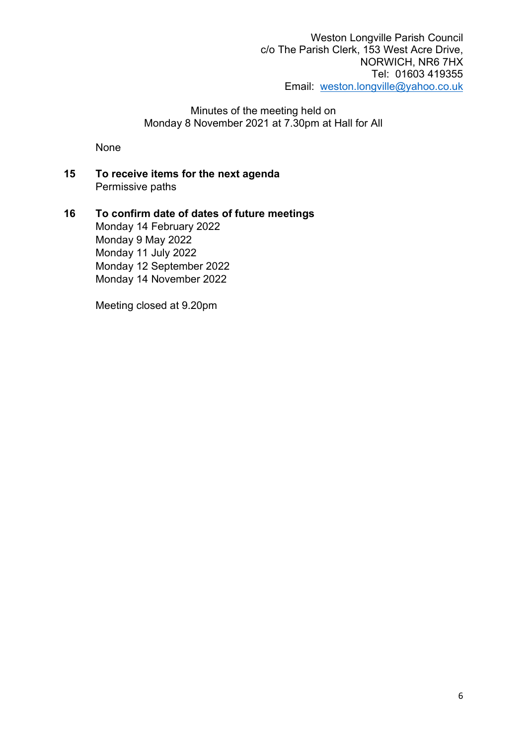Weston Longville Parish Council
c/o The Parish Clerk, 153 West Acre Drive,
NORWICH, NR6 7HX
Tel: 01603 419355
Email: weston.longville@yahoo.co.uk

Minutes of the meeting held on
Monday 8 November 2021 at 7.30pm at Hall for All

None

**15 To receive items for the next agenda**
Permissive paths

**16 To confirm date of dates of future meetings**
Monday 14 February 2022
Monday 9 May 2022
Monday 11 July 2022
Monday 12 September 2022
Monday 14 November 2022

Meeting closed at 9.20pm